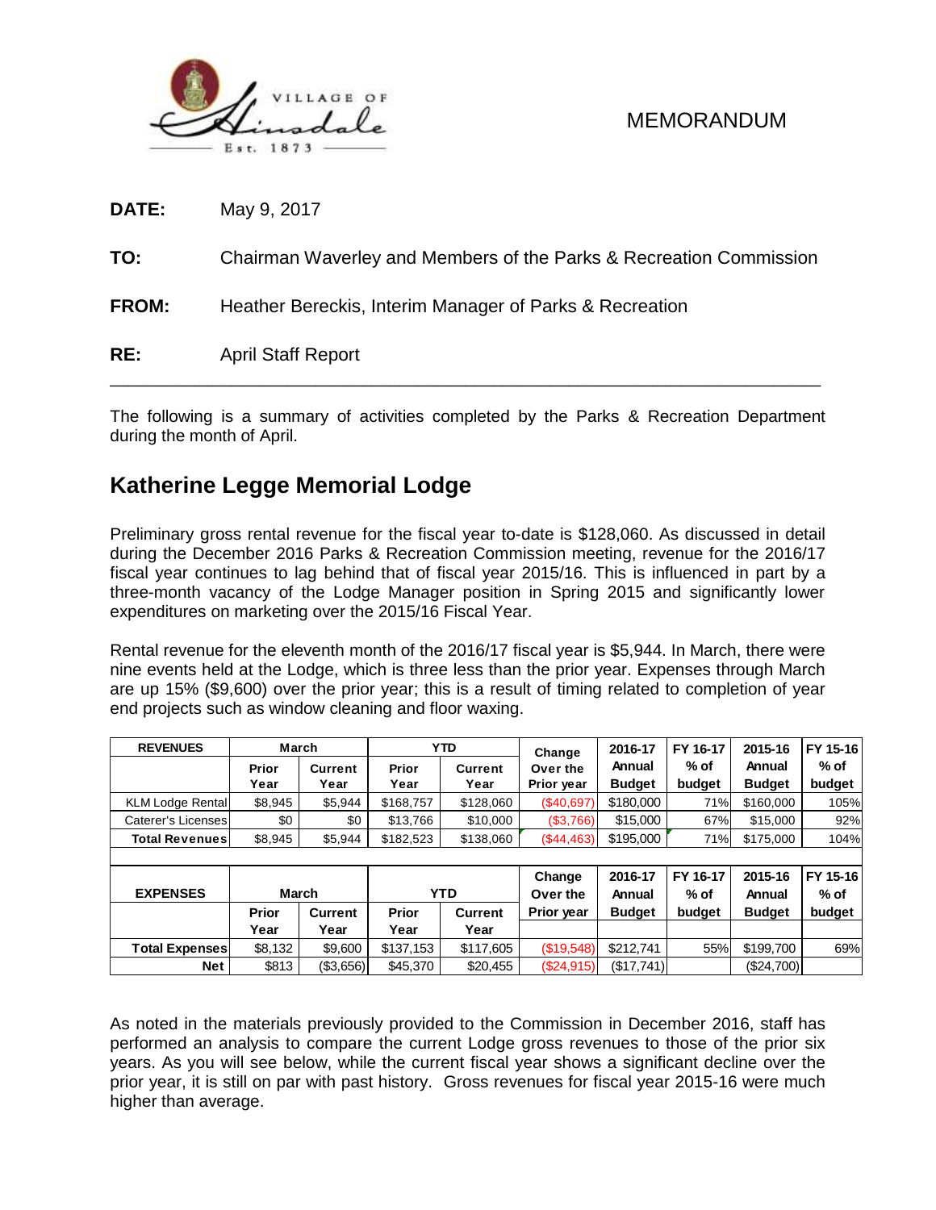VILLAGE OF Hinsdale Est. 1873

MEMORANDUM

**DATE:** May 9, 2017

**TO:** Chairman Waverley and Members of the Parks & Recreation Commission

**FROM:** Heather Bereckis, Interim Manager of Parks & Recreation

**RE:** April Staff Report

---

The following is a summary of activities completed by the Parks & Recreation Department during the month of April.

## Katherine Legge Memorial Lodge

Preliminary gross rental revenue for the fiscal year to-date is $128,060. As discussed in detail during the December 2016 Parks & Recreation Commission meeting, revenue for the 2016/17 fiscal year continues to lag behind that of fiscal year 2015/16. This is influenced in part by a three-month vacancy of the Lodge Manager position in Spring 2015 and significantly lower expenditures on marketing over the 2015/16 Fiscal Year.

Rental revenue for the eleventh month of the 2016/17 fiscal year is $5,944. In March, there were nine events held at the Lodge, which is three less than the prior year. Expenses through March are up 15% ($9,600) over the prior year; this is a result of timing related to completion of year end projects such as window cleaning and floor waxing.

| REVENUES | March | | YTD | | Change Over the Prior year | 2016-17 Annual Budget | FY 16-17 % of budget | 2015-16 Annual Budget | FY 15-16 % of budget |
|---|---|---|---|---|---|---|---|---|---|
| | Prior Year | Current Year | Prior Year | Current Year | | | | | |
| KLM Lodge Rental | $8,945 | $5,944 | $168,757 | $128,060 | ($40,697) | $180,000 | 71% | $160,000 | 105% |
| Caterer's Licenses | $0 | $0 | $13,766 | $10,000 | ($3,766) | $15,000 | 67% | $15,000 | 92% |
| **Total Revenues** | $8,945 | $5,944 | $182,523 | $138,060 | ($44,463) | $195,000 | 71% | $175,000 | 104% |

| EXPENSES | March | | YTD | | Change Over the Prior year | 2016-17 Annual Budget | FY 16-17 % of budget | 2015-16 Annual Budget | FY 15-16 % of budget |
|---|---|---|---|---|---|---|---|---|---|
| | Prior Year | Current Year | Prior Year | Current Year | | | | | |
| **Total Expenses** | $8,132 | $9,600 | $137,153 | $117,605 | ($19,548) | $212,741 | 55% | $199,700 | 69% |
| **Net** | $813 | ($3,656) | $45,370 | $20,455 | ($24,915) | ($17,741) | | ($24,700) | |

As noted in the materials previously provided to the Commission in December 2016, staff has performed an analysis to compare the current Lodge gross revenues to those of the prior six years. As you will see below, while the current fiscal year shows a significant decline over the prior year, it is still on par with past history. Gross revenues for fiscal year 2015-16 were much higher than average.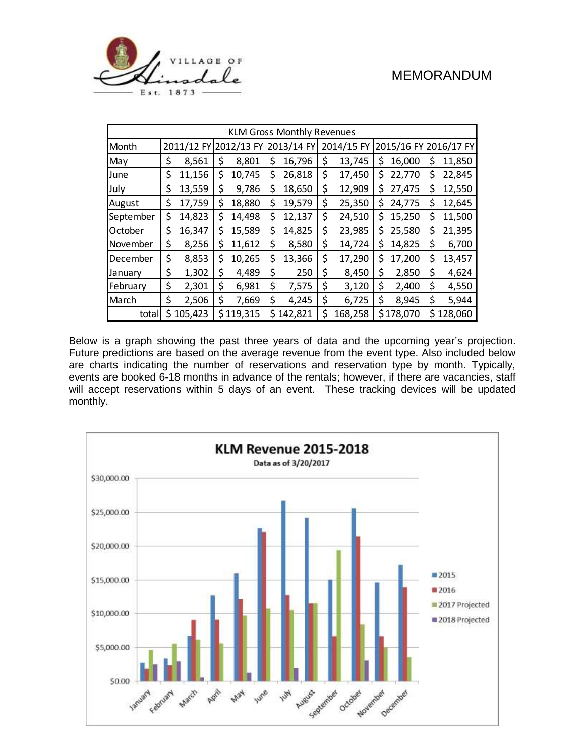# MEMORANDUM

| KLM Gross Monthly Revenues | | | | | | |
|---|---|---|---|---|---|---|
| Month | 2011/12 FY | 2012/13 FY | 2013/14 FY | 2014/15 FY | 2015/16 FY | 2016/17 FY |
| May | $ 8,561 | $ 8,801 | $ 16,796 | $ 13,745 | $ 16,000 | $ 11,850 |
| June | $ 11,156 | $ 10,745 | $ 26,818 | $ 17,450 | $ 22,770 | $ 22,845 |
| July | $ 13,559 | $ 9,786 | $ 18,650 | $ 12,909 | $ 27,475 | $ 12,550 |
| August | $ 17,759 | $ 18,880 | $ 19,579 | $ 25,350 | $ 24,775 | $ 12,645 |
| September | $ 14,823 | $ 14,498 | $ 12,137 | $ 24,510 | $ 15,250 | $ 11,500 |
| October | $ 16,347 | $ 15,589 | $ 14,825 | $ 23,985 | $ 25,580 | $ 21,395 |
| November | $ 8,256 | $ 11,612 | $ 8,580 | $ 14,724 | $ 14,825 | $ 6,700 |
| December | $ 8,853 | $ 10,265 | $ 13,366 | $ 17,290 | $ 17,200 | $ 13,457 |
| January | $ 1,302 | $ 4,489 | $ 250 | $ 8,450 | $ 2,850 | $ 4,624 |
| February | $ 2,301 | $ 6,981 | $ 7,575 | $ 3,120 | $ 2,400 | $ 4,550 |
| March | $ 2,506 | $ 7,669 | $ 4,245 | $ 6,725 | $ 8,945 | $ 5,944 |
| total | $ 105,423 | $ 119,315 | $ 142,821 | $ 168,258 | $ 178,070 | $ 128,060 |

Below is a graph showing the past three years of data and the upcoming year's projection. Future predictions are based on the average revenue from the event type. Also included below are charts indicating the number of reservations and reservation type by month. Typically, events are booked 6-18 months in advance of the rentals; however, if there are vacancies, staff will accept reservations within 5 days of an event. These tracking devices will be updated monthly.

**KLM Revenue 2015-2018**

Data as of 3/20/2017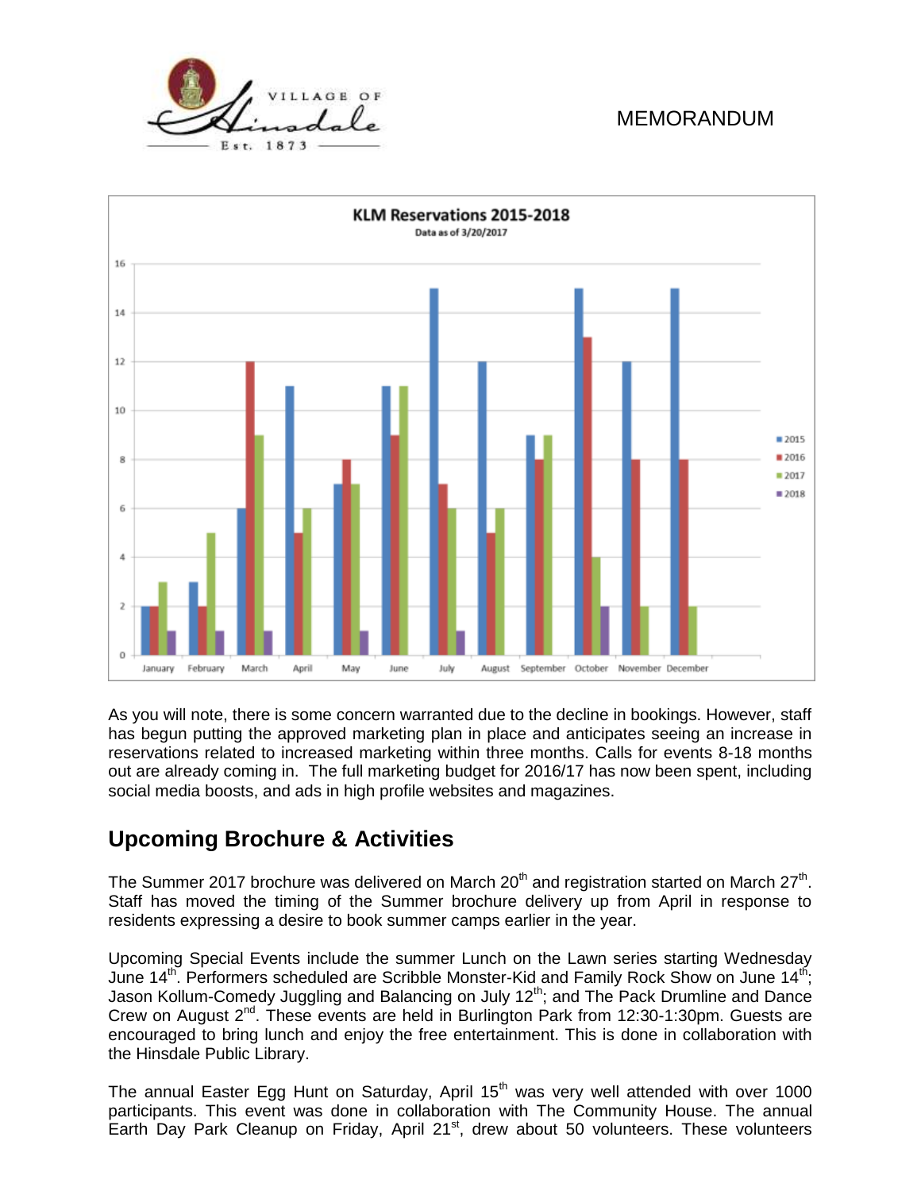**KLM Reservations 2015-2018**

Data as of 3/20/2017

| Month | 2015 | 2016 | 2017 | 2018 |
|---|---|---|---|---|
| January | 2 | 2 | 3 | 1 |
| February | 3 | 2 | 5 | 1 |
| March | 6 | 12 | 9 | 1 |
| April | 11 | 5 | 6 | |
| May | 7 | 8 | 7 | 1 |
| June | 11 | 9 | 11 | |
| July | 15 | 7 | 6 | 1 |
| August | 12 | 5 | 6 | |
| September | 9 | 8 | 9 | |
| October | 15 | 13 | 4 | 2 |
| November | 12 | 8 | 2 | |
| December | 15 | 8 | 2 | |

As you will note, there is some concern warranted due to the decline in bookings. However, staff has begun putting the approved marketing plan in place and anticipates seeing an increase in reservations related to increased marketing within three months. Calls for events 8-18 months out are already coming in. The full marketing budget for 2016/17 has now been spent, including social media boosts, and ads in high profile websites and magazines.

## Upcoming Brochure & Activities

The Summer 2017 brochure was delivered on March 20th and registration started on March 27th. Staff has moved the timing of the Summer brochure delivery up from April in response to residents expressing a desire to book summer camps earlier in the year.

Upcoming Special Events include the summer Lunch on the Lawn series starting Wednesday June 14th. Performers scheduled are Scribble Monster-Kid and Family Rock Show on June 14th; Jason Kollum-Comedy Juggling and Balancing on July 12th; and The Pack Drumline and Dance Crew on August 2nd. These events are held in Burlington Park from 12:30-1:30pm. Guests are encouraged to bring lunch and enjoy the free entertainment. This is done in collaboration with the Hinsdale Public Library.

The annual Easter Egg Hunt on Saturday, April 15th was very well attended with over 1000 participants. This event was done in collaboration with The Community House. The annual Earth Day Park Cleanup on Friday, April 21st, drew about 50 volunteers. These volunteers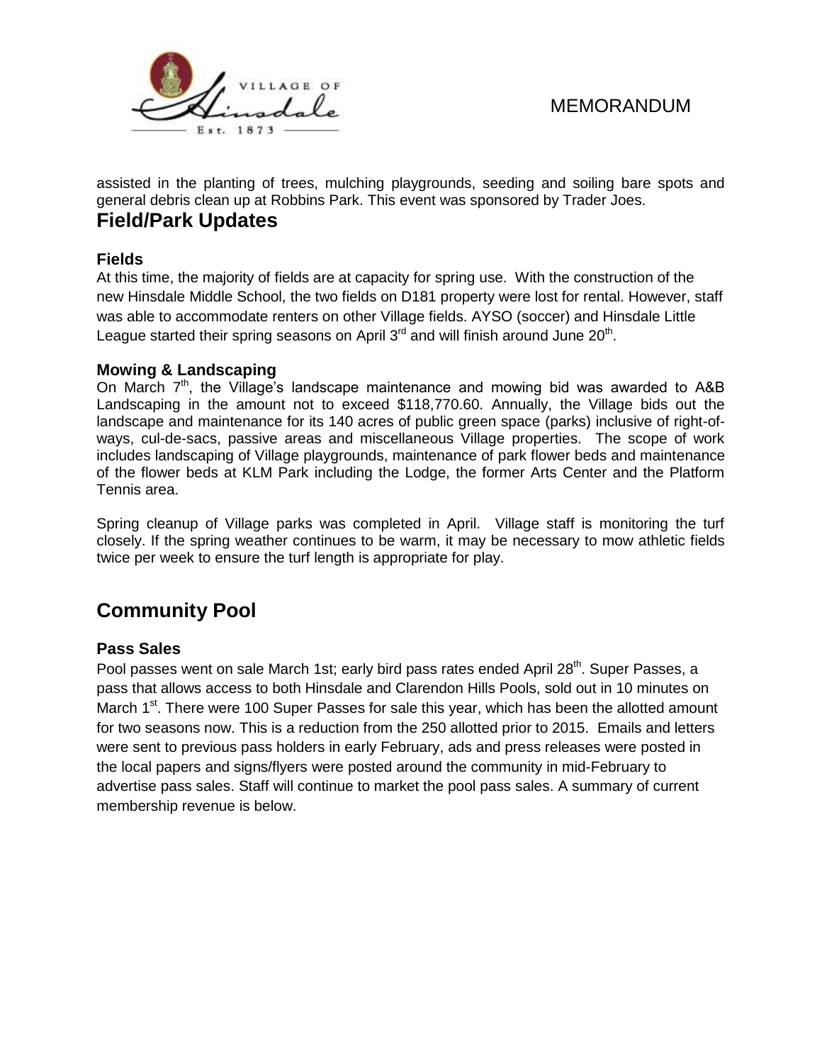assisted in the planting of trees, mulching playgrounds, seeding and soiling bare spots and general debris clean up at Robbins Park. This event was sponsored by Trader Joes.

## Field/Park Updates

### Fields

At this time, the majority of fields are at capacity for spring use. With the construction of the new Hinsdale Middle School, the two fields on D181 property were lost for rental. However, staff was able to accommodate renters on other Village fields. AYSO (soccer) and Hinsdale Little League started their spring seasons on April 3rd and will finish around June 20th.

### Mowing & Landscaping

On March 7th, the Village's landscape maintenance and mowing bid was awarded to A&B Landscaping in the amount not to exceed $118,770.60. Annually, the Village bids out the landscape and maintenance for its 140 acres of public green space (parks) inclusive of right-of-ways, cul-de-sacs, passive areas and miscellaneous Village properties. The scope of work includes landscaping of Village playgrounds, maintenance of park flower beds and maintenance of the flower beds at KLM Park including the Lodge, the former Arts Center and the Platform Tennis area.

Spring cleanup of Village parks was completed in April. Village staff is monitoring the turf closely. If the spring weather continues to be warm, it may be necessary to mow athletic fields twice per week to ensure the turf length is appropriate for play.

## Community Pool

### Pass Sales

Pool passes went on sale March 1st; early bird pass rates ended April 28th. Super Passes, a pass that allows access to both Hinsdale and Clarendon Hills Pools, sold out in 10 minutes on March 1st. There were 100 Super Passes for sale this year, which has been the allotted amount for two seasons now. This is a reduction from the 250 allotted prior to 2015. Emails and letters were sent to previous pass holders in early February, ads and press releases were posted in the local papers and signs/flyers were posted around the community in mid-February to advertise pass sales. Staff will continue to market the pool pass sales. A summary of current membership revenue is below.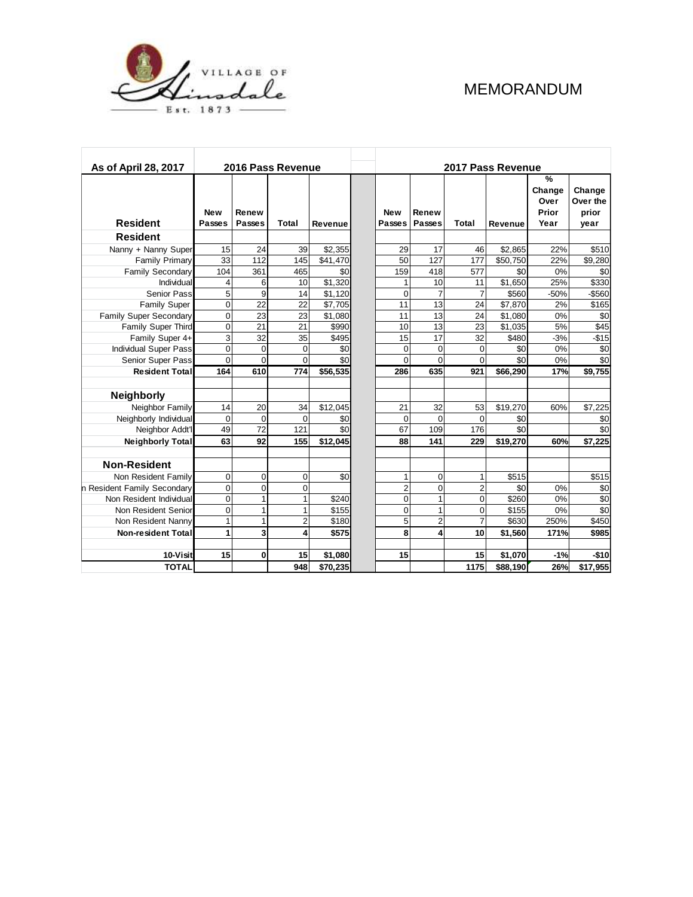VILLAGE OF Hinsdale Est. 1873

# MEMORANDUM

| As of April 28, 2017 | 2016 Pass Revenue | | | | | 2017 Pass Revenue | | | | | |
|---|---|---|---|---|---|---|---|---|---|---|---|
| **Resident** | **New Passes** | **Renew Passes** | **Total** | **Revenue** | | **New Passes** | **Renew Passes** | **Total** | **Revenue** | **% Change Over Prior Year** | **Change Over the prior year** |
| **Resident** | | | | | | | | | | | |
| Nanny + Nanny Super | 15 | 24 | 39 | $2,355 | | 29 | 17 | 46 | $2,865 | 22% | $510 |
| Family Primary | 33 | 112 | 145 | $41,470 | | 50 | 127 | 177 | $50,750 | 22% | $9,280 |
| Family Secondary | 104 | 361 | 465 | $0 | | 159 | 418 | 577 | $0 | 0% | $0 |
| Individual | 4 | 6 | 10 | $1,320 | | 1 | 10 | 11 | $1,650 | 25% | $330 |
| Senior Pass | 5 | 9 | 14 | $1,120 | | 0 | 7 | 7 | $560 | -50% | -$560 |
| Family Super | 0 | 22 | 22 | $7,705 | | 11 | 13 | 24 | $7,870 | 2% | $165 |
| Family Super Secondary | 0 | 23 | 23 | $1,080 | | 11 | 13 | 24 | $1,080 | 0% | $0 |
| Family Super Third | 0 | 21 | 21 | $990 | | 10 | 13 | 23 | $1,035 | 5% | $45 |
| Family Super 4+ | 3 | 32 | 35 | $495 | | 15 | 17 | 32 | $480 | -3% | -$15 |
| Individual Super Pass | 0 | 0 | 0 | $0 | | 0 | 0 | 0 | $0 | 0% | $0 |
| Senior Super Pass | 0 | 0 | 0 | $0 | | 0 | 0 | 0 | $0 | 0% | $0 |
| **Resident Total** | **164** | **610** | **774** | **$56,535** | | **286** | **635** | **921** | **$66,290** | **17%** | **$9,755** |
| | | | | | | | | | | | |
| **Neighborly** | | | | | | | | | | | |
| Neighbor Family | 14 | 20 | 34 | $12,045 | | 21 | 32 | 53 | $19,270 | 60% | $7,225 |
| Neighborly Individual | 0 | 0 | 0 | $0 | | 0 | 0 | 0 | $0 | | $0 |
| Neighbor Addt'l | 49 | 72 | 121 | $0 | | 67 | 109 | 176 | $0 | | $0 |
| **Neighborly Total** | **63** | **92** | **155** | **$12,045** | | **88** | **141** | **229** | **$19,270** | **60%** | **$7,225** |
| | | | | | | | | | | | |
| **Non-Resident** | | | | | | | | | | | |
| Non Resident Family | 0 | 0 | 0 | $0 | | 1 | 0 | 1 | $515 | | $515 |
| n Resident Family Secondary | 0 | 0 | 0 | | | 2 | 0 | 2 | $0 | 0% | $0 |
| Non Resident Individual | 0 | 1 | 1 | $240 | | 0 | 1 | 0 | $260 | 0% | $0 |
| Non Resident Senior | 0 | 1 | 1 | $155 | | 0 | 1 | 0 | $155 | 0% | $0 |
| Non Resident Nanny | 1 | 1 | 2 | $180 | | 5 | 2 | 7 | $630 | 250% | $450 |
| **Non-resident Total** | **1** | **3** | **4** | **$575** | | **8** | **4** | **10** | **$1,560** | **171%** | **$985** |
| | | | | | | | | | | | |
| **10-Visit** | **15** | **0** | **15** | **$1,080** | | **15** | | **15** | **$1,070** | **-1%** | **-$10** |
| **TOTAL** | | | **948** | **$70,235** | | | | **1175** | **$88,190** | **26%** | **$17,955** |